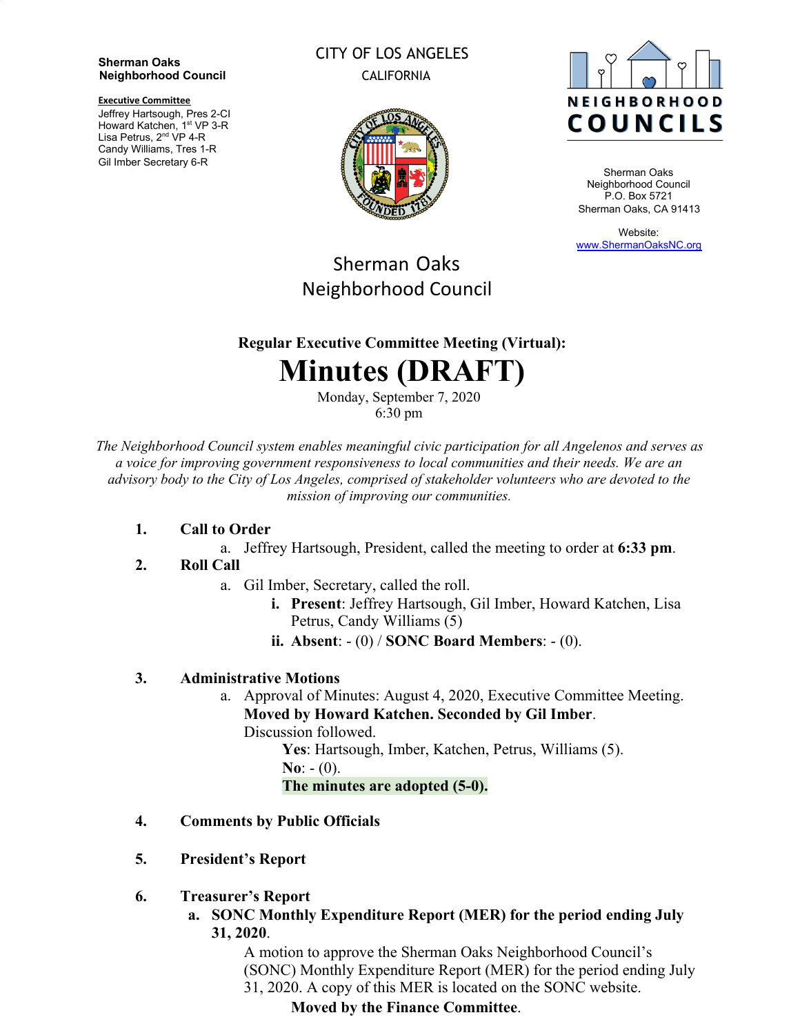**Sherman Oaks Neighborhood Council**

**Executive Committee**
Jeffrey Hartsough, Pres 2-CI
Howard Katchen, 1st VP 3-R
Lisa Petrus, 2nd VP 4-R
Candy Williams, Tres 1-R
Gil Imber Secretary 6-R

CITY OF LOS ANGELES
CALIFORNIA

NEIGHBORHOOD COUNCILS

Sherman Oaks
Neighborhood Council
P.O. Box 5721
Sherman Oaks, CA 91413

Website:
www.ShermanOaksNC.org

Sherman Oaks
Neighborhood Council

### Regular Executive Committee Meeting (Virtual):

# Minutes (DRAFT)

Monday, September 7, 2020
6:30 pm

*The Neighborhood Council system enables meaningful civic participation for all Angelenos and serves as a voice for improving government responsiveness to local communities and their needs. We are an advisory body to the City of Los Angeles, comprised of stakeholder volunteers who are devoted to the mission of improving our communities.*

1. **Call to Order**
   a. Jeffrey Hartsough, President, called the meeting to order at **6:33 pm**.
2. **Roll Call**
   a. Gil Imber, Secretary, called the roll.
      i. **Present**: Jeffrey Hartsough, Gil Imber, Howard Katchen, Lisa Petrus, Candy Williams (5)
      ii. **Absent**: - (0) / **SONC Board Members**: - (0).
3. **Administrative Motions**
   a. Approval of Minutes: August 4, 2020, Executive Committee Meeting.
      **Moved by Howard Katchen. Seconded by Gil Imber**.
      Discussion followed.
      **Yes**: Hartsough, Imber, Katchen, Petrus, Williams (5).
      **No**: - (0).
      **The minutes are adopted (5-0).**
4. **Comments by Public Officials**
5. **President's Report**
6. **Treasurer's Report**
   a. **SONC Monthly Expenditure Report (MER) for the period ending July 31, 2020**.
      A motion to approve the Sherman Oaks Neighborhood Council's (SONC) Monthly Expenditure Report (MER) for the period ending July 31, 2020. A copy of this MER is located on the SONC website.
      **Moved by the Finance Committee**.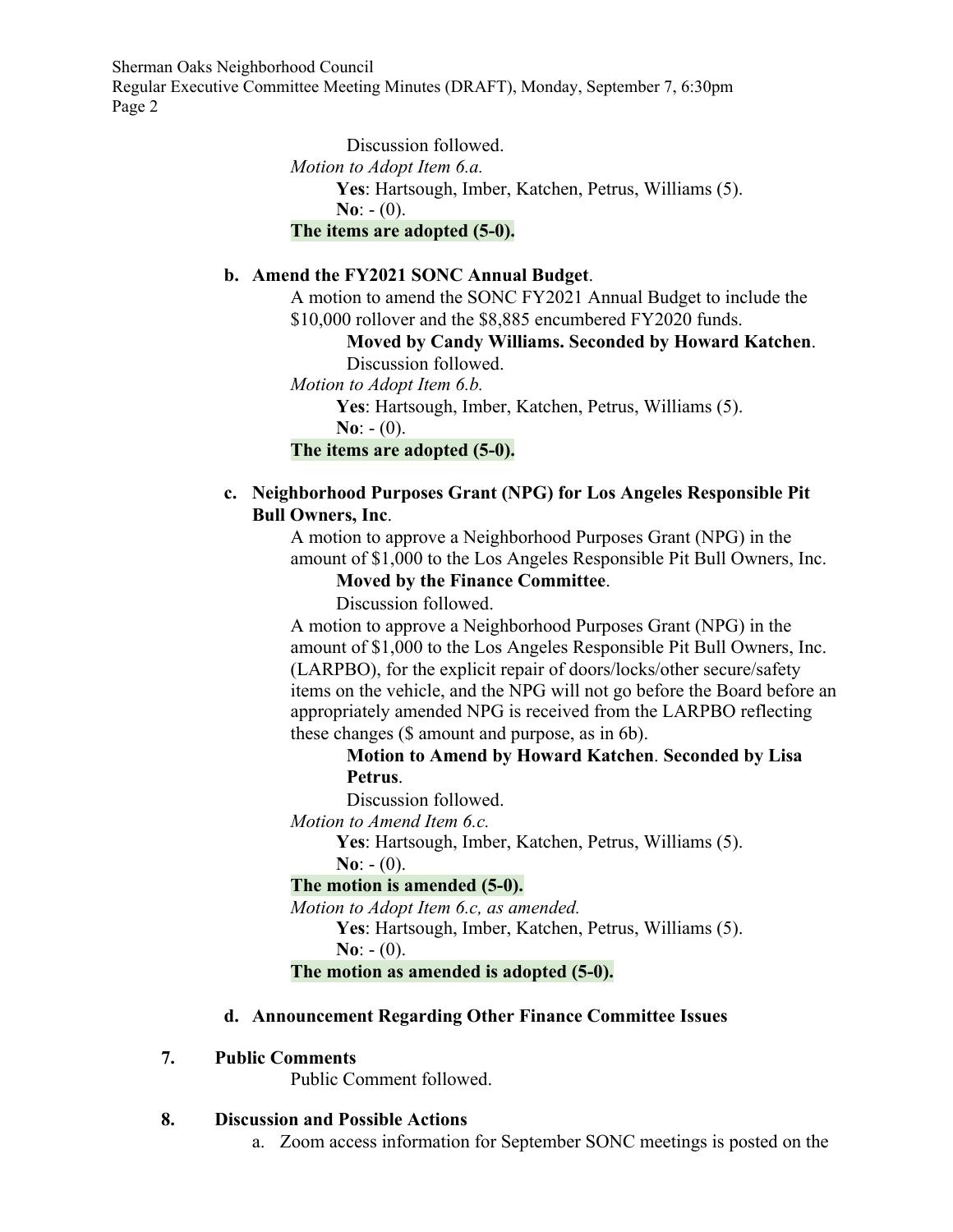Discussion followed.

*Motion to Adopt Item 6.a.*

**Yes**: Hartsough, Imber, Katchen, Petrus, Williams (5).

**No**: - (0).

**The items are adopted (5-0).**

**b. Amend the FY2021 SONC Annual Budget**.

A motion to amend the SONC FY2021 Annual Budget to include the $10,000 rollover and the $8,885 encumbered FY2020 funds.

**Moved by Candy Williams. Seconded by Howard Katchen**.

Discussion followed.

*Motion to Adopt Item 6.b.*

**Yes**: Hartsough, Imber, Katchen, Petrus, Williams (5).

**No**: - (0).

**The items are adopted (5-0).**

**c. Neighborhood Purposes Grant (NPG) for Los Angeles Responsible Pit Bull Owners, Inc**.

A motion to approve a Neighborhood Purposes Grant (NPG) in the amount of $1,000 to the Los Angeles Responsible Pit Bull Owners, Inc.

**Moved by the Finance Committee**.

Discussion followed.

A motion to approve a Neighborhood Purposes Grant (NPG) in the amount of $1,000 to the Los Angeles Responsible Pit Bull Owners, Inc. (LARPBO), for the explicit repair of doors/locks/other secure/safety items on the vehicle, and the NPG will not go before the Board before an appropriately amended NPG is received from the LARPBO reflecting these changes ($ amount and purpose, as in 6b).

**Motion to Amend by Howard Katchen**. **Seconded by Lisa Petrus**.

Discussion followed.

*Motion to Amend Item 6.c.*

**Yes**: Hartsough, Imber, Katchen, Petrus, Williams (5).

**No**: - (0).

**The motion is amended (5-0).**

*Motion to Adopt Item 6.c, as amended.*

**Yes**: Hartsough, Imber, Katchen, Petrus, Williams (5).

**No**: - (0).

**The motion as amended is adopted (5-0).**

**d. Announcement Regarding Other Finance Committee Issues**

**7. Public Comments**

Public Comment followed.

**8. Discussion and Possible Actions**

a. Zoom access information for September SONC meetings is posted on the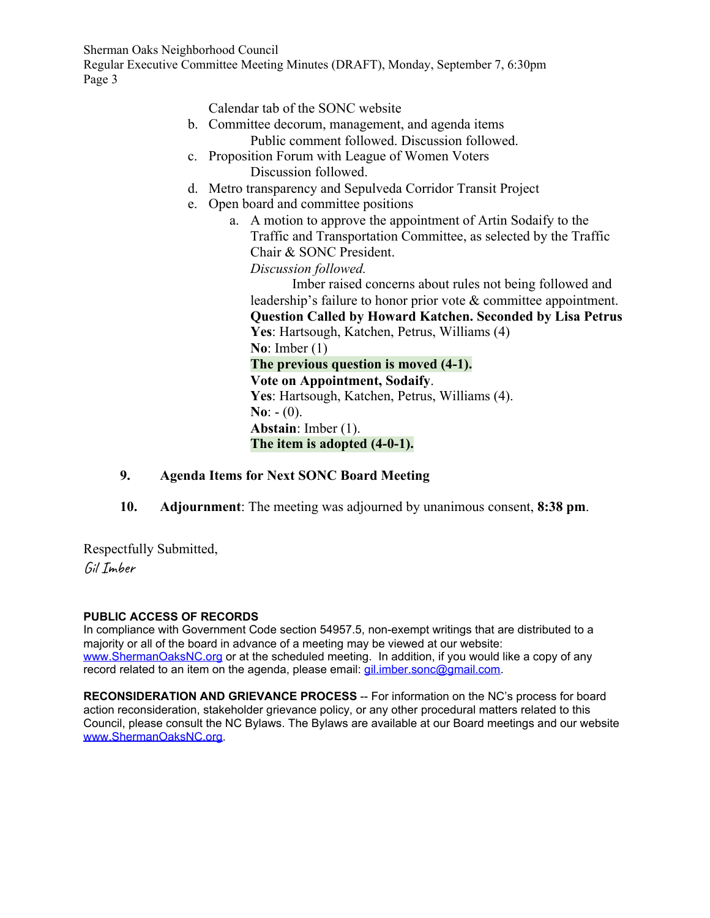Calendar tab of the SONC website

b. Committee decorum, management, and agenda items

Public comment followed. Discussion followed.

c. Proposition Forum with League of Women Voters

Discussion followed.

d. Metro transparency and Sepulveda Corridor Transit Project

e. Open board and committee positions

a. A motion to approve the appointment of Artin Sodaify to the Traffic and Transportation Committee, as selected by the Traffic Chair & SONC President.

*Discussion followed.*

Imber raised concerns about rules not being followed and leadership's failure to honor prior vote & committee appointment.

**Question Called by Howard Katchen. Seconded by Lisa Petrus**

**Yes**: Hartsough, Katchen, Petrus, Williams (4)

**No**: Imber (1)

**The previous question is moved (4-1).**

**Vote on Appointment, Sodaify**.

**Yes**: Hartsough, Katchen, Petrus, Williams (4).

**No**: - (0).

**Abstain**: Imber (1).

**The item is adopted (4-0-1).**

**9. Agenda Items for Next SONC Board Meeting**

**10. Adjournment**: The meeting was adjourned by unanimous consent, **8:38 pm**.

Respectfully Submitted,

*Gil Imber*

**PUBLIC ACCESS OF RECORDS**

In compliance with Government Code section 54957.5, non-exempt writings that are distributed to a majority or all of the board in advance of a meeting may be viewed at our website: www.ShermanOaksNC.org or at the scheduled meeting. In addition, if you would like a copy of any record related to an item on the agenda, please email: gil.imber.sonc@gmail.com.

**RECONSIDERATION AND GRIEVANCE PROCESS** -- For information on the NC's process for board action reconsideration, stakeholder grievance policy, or any other procedural matters related to this Council, please consult the NC Bylaws. The Bylaws are available at our Board meetings and our website www.ShermanOaksNC.org.